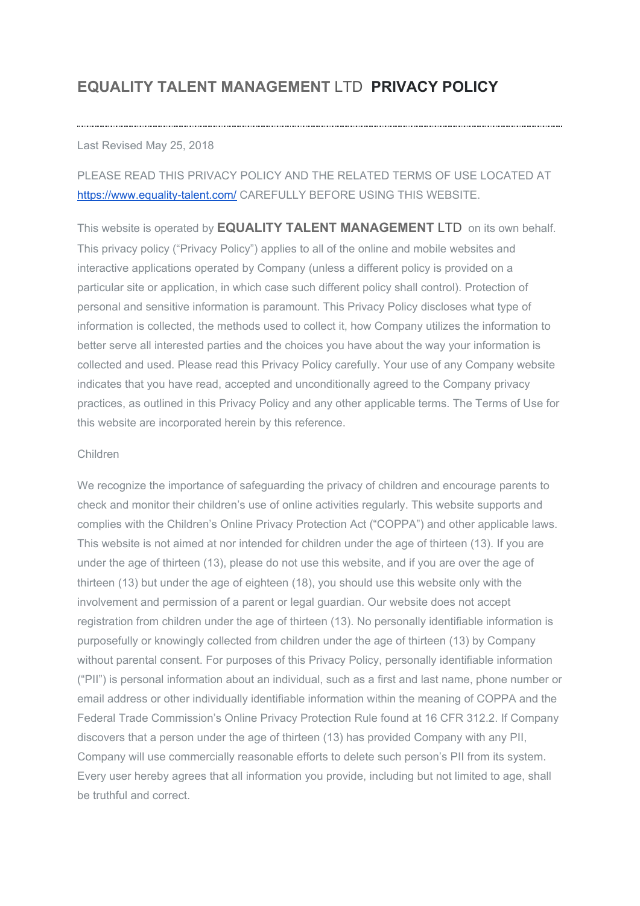# **EQUALITY TALENT MANAGEMENT** LTD **PRIVACY POLICY**

---

Last Revised May 25, 2018

PLEASE READ THIS PRIVACY POLICY AND THE RELATED TERMS OF USE LOCATED AT [https://www.equality-talent.com/](https://www.equality-talent.com/) CAREFULLY BEFORE USING THIS WEBSITE.

This website is operated by **EQUALITY TALENT MANAGEMENT** LTD on its own behalf. This privacy policy ("Privacy Policy") applies to all of the online and mobile websites and interactive applications operated by Company (unless a different policy is provided on a particular site or application, in which case such different policy shall control). Protection of personal and sensitive information is paramount. This Privacy Policy discloses what type of information is collected, the methods used to collect it, how Company utilizes the information to better serve all interested parties and the choices you have about the way your information is collected and used. Please read this Privacy Policy carefully. Your use of any Company website indicates that you have read, accepted and unconditionally agreed to the Company privacy practices, as outlined in this Privacy Policy and any other applicable terms. The Terms of Use for this website are incorporated herein by this reference.

Children

We recognize the importance of safeguarding the privacy of children and encourage parents to check and monitor their children's use of online activities regularly. This website supports and complies with the Children's Online Privacy Protection Act ("COPPA") and other applicable laws. This website is not aimed at nor intended for children under the age of thirteen (13). If you are under the age of thirteen (13), please do not use this website, and if you are over the age of thirteen (13) but under the age of eighteen (18), you should use this website only with the involvement and permission of a parent or legal guardian. Our website does not accept registration from children under the age of thirteen (13). No personally identifiable information is purposefully or knowingly collected from children under the age of thirteen (13) by Company without parental consent. For purposes of this Privacy Policy, personally identifiable information ("PII") is personal information about an individual, such as a first and last name, phone number or email address or other individually identifiable information within the meaning of COPPA and the Federal Trade Commission's Online Privacy Protection Rule found at 16 CFR 312.2. If Company discovers that a person under the age of thirteen (13) has provided Company with any PII, Company will use commercially reasonable efforts to delete such person's PII from its system. Every user hereby agrees that all information you provide, including but not limited to age, shall be truthful and correct.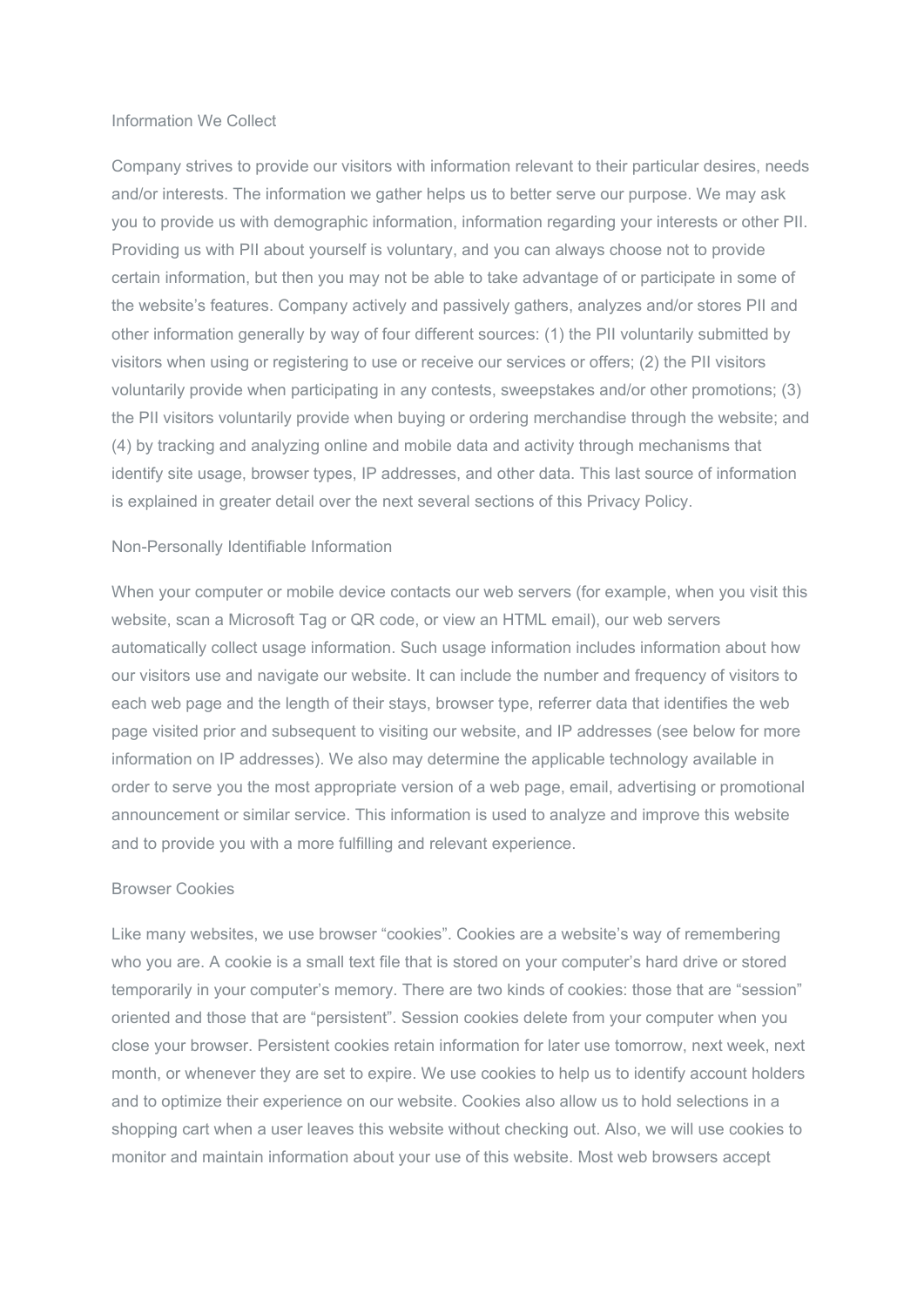## Information We Collect

Company strives to provide our visitors with information relevant to their particular desires, needs and/or interests. The information we gather helps us to better serve our purpose. We may ask you to provide us with demographic information, information regarding your interests or other PII. Providing us with PII about yourself is voluntary, and you can always choose not to provide certain information, but then you may not be able to take advantage of or participate in some of the website's features. Company actively and passively gathers, analyzes and/or stores PII and other information generally by way of four different sources: (1) the PII voluntarily submitted by visitors when using or registering to use or receive our services or offers; (2) the PII visitors voluntarily provide when participating in any contests, sweepstakes and/or other promotions; (3) the PII visitors voluntarily provide when buying or ordering merchandise through the website; and (4) by tracking and analyzing online and mobile data and activity through mechanisms that identify site usage, browser types, IP addresses, and other data. This last source of information is explained in greater detail over the next several sections of this Privacy Policy.

## Non-Personally Identifiable Information

When your computer or mobile device contacts our web servers (for example, when you visit this website, scan a Microsoft Tag or QR code, or view an HTML email), our web servers automatically collect usage information. Such usage information includes information about how our visitors use and navigate our website. It can include the number and frequency of visitors to each web page and the length of their stays, browser type, referrer data that identifies the web page visited prior and subsequent to visiting our website, and IP addresses (see below for more information on IP addresses). We also may determine the applicable technology available in order to serve you the most appropriate version of a web page, email, advertising or promotional announcement or similar service. This information is used to analyze and improve this website and to provide you with a more fulfilling and relevant experience.

## Browser Cookies

Like many websites, we use browser "cookies". Cookies are a website's way of remembering who you are. A cookie is a small text file that is stored on your computer's hard drive or stored temporarily in your computer's memory. There are two kinds of cookies: those that are "session" oriented and those that are "persistent". Session cookies delete from your computer when you close your browser. Persistent cookies retain information for later use tomorrow, next week, next month, or whenever they are set to expire. We use cookies to help us to identify account holders and to optimize their experience on our website. Cookies also allow us to hold selections in a shopping cart when a user leaves this website without checking out. Also, we will use cookies to monitor and maintain information about your use of this website. Most web browsers accept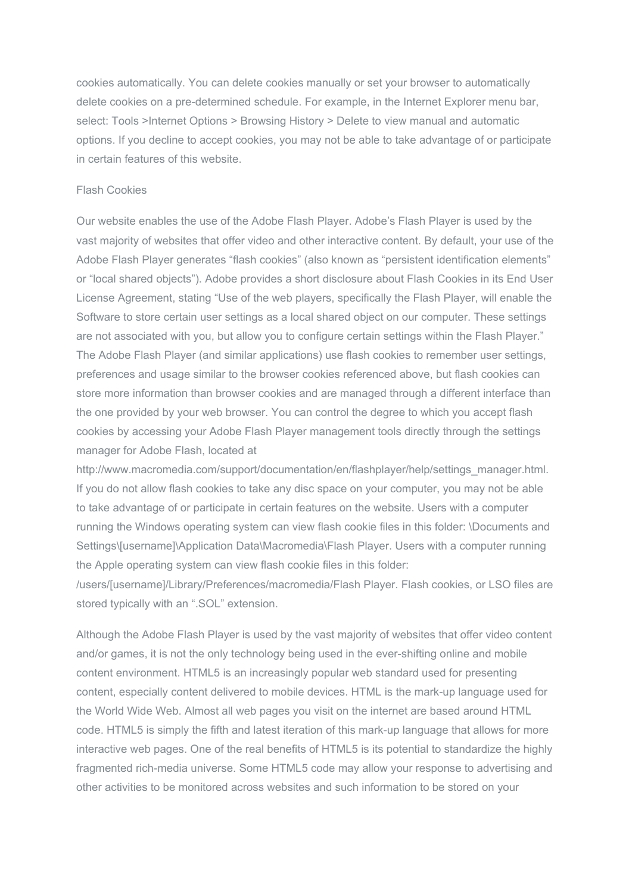cookies automatically. You can delete cookies manually or set your browser to automatically delete cookies on a pre-determined schedule. For example, in the Internet Explorer menu bar, select: Tools >Internet Options > Browsing History > Delete to view manual and automatic options. If you decline to accept cookies, you may not be able to take advantage of or participate in certain features of this website.

Flash Cookies

Our website enables the use of the Adobe Flash Player. Adobe's Flash Player is used by the vast majority of websites that offer video and other interactive content. By default, your use of the Adobe Flash Player generates "flash cookies" (also known as "persistent identification elements" or "local shared objects"). Adobe provides a short disclosure about Flash Cookies in its End User License Agreement, stating "Use of the web players, specifically the Flash Player, will enable the Software to store certain user settings as a local shared object on our computer. These settings are not associated with you, but allow you to configure certain settings within the Flash Player." The Adobe Flash Player (and similar applications) use flash cookies to remember user settings, preferences and usage similar to the browser cookies referenced above, but flash cookies can store more information than browser cookies and are managed through a different interface than the one provided by your web browser. You can control the degree to which you accept flash cookies by accessing your Adobe Flash Player management tools directly through the settings manager for Adobe Flash, located at http://www.macromedia.com/support/documentation/en/flashplayer/help/settings_manager.html. If you do not allow flash cookies to take any disc space on your computer, you may not be able to take advantage of or participate in certain features on the website. Users with a computer running the Windows operating system can view flash cookie files in this folder: \Documents and Settings\[username]\Application Data\Macromedia\Flash Player. Users with a computer running the Apple operating system can view flash cookie files in this folder: /users/[username]/Library/Preferences/macromedia/Flash Player. Flash cookies, or LSO files are stored typically with an ".SOL" extension.

Although the Adobe Flash Player is used by the vast majority of websites that offer video content and/or games, it is not the only technology being used in the ever-shifting online and mobile content environment. HTML5 is an increasingly popular web standard used for presenting content, especially content delivered to mobile devices. HTML is the mark-up language used for the World Wide Web. Almost all web pages you visit on the internet are based around HTML code. HTML5 is simply the fifth and latest iteration of this mark-up language that allows for more interactive web pages. One of the real benefits of HTML5 is its potential to standardize the highly fragmented rich-media universe. Some HTML5 code may allow your response to advertising and other activities to be monitored across websites and such information to be stored on your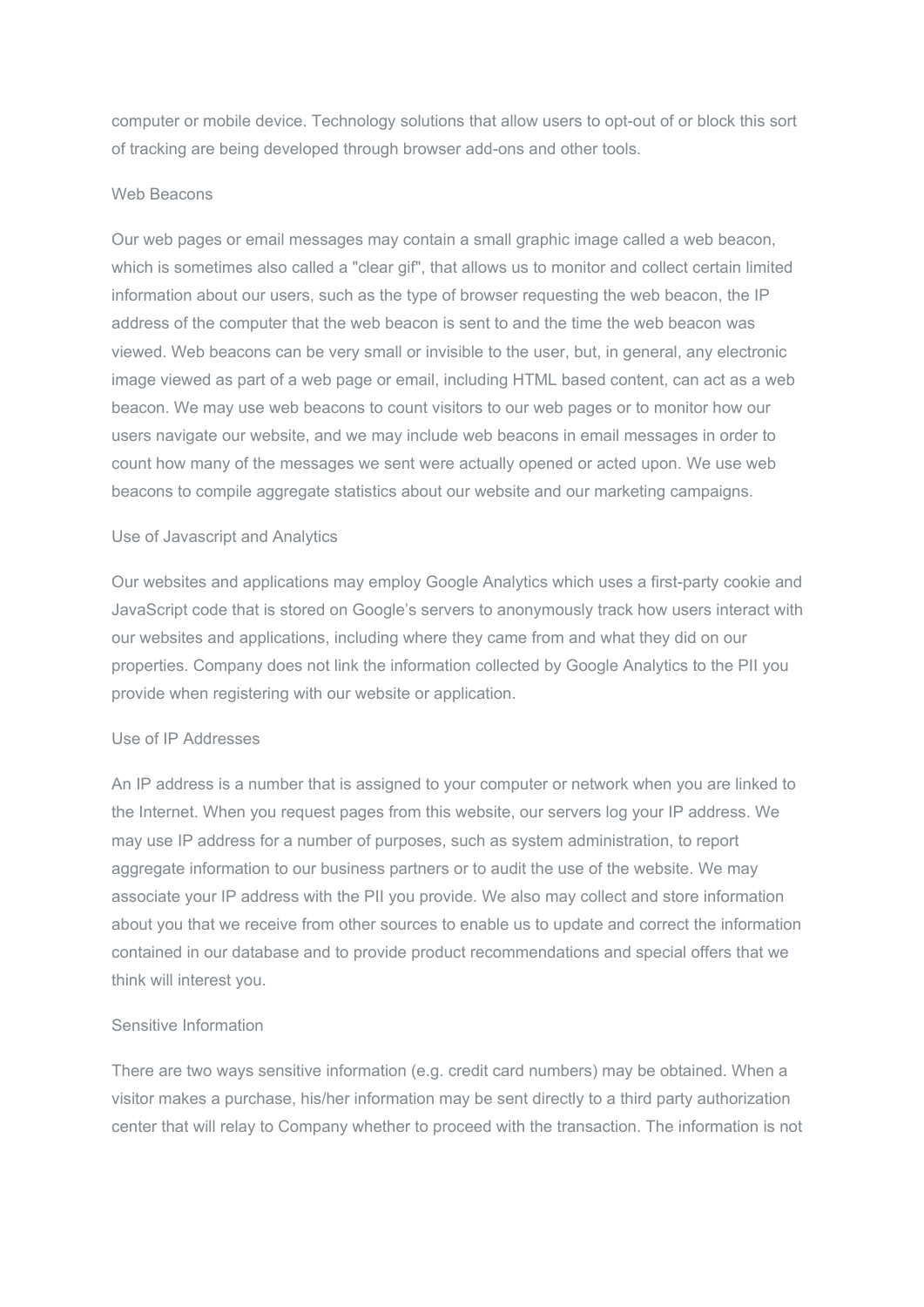computer or mobile device. Technology solutions that allow users to opt-out of or block this sort of tracking are being developed through browser add-ons and other tools.

### Web Beacons

Our web pages or email messages may contain a small graphic image called a web beacon, which is sometimes also called a "clear gif", that allows us to monitor and collect certain limited information about our users, such as the type of browser requesting the web beacon, the IP address of the computer that the web beacon is sent to and the time the web beacon was viewed. Web beacons can be very small or invisible to the user, but, in general, any electronic image viewed as part of a web page or email, including HTML based content, can act as a web beacon. We may use web beacons to count visitors to our web pages or to monitor how our users navigate our website, and we may include web beacons in email messages in order to count how many of the messages we sent were actually opened or acted upon. We use web beacons to compile aggregate statistics about our website and our marketing campaigns.

### Use of Javascript and Analytics

Our websites and applications may employ Google Analytics which uses a first-party cookie and JavaScript code that is stored on Google's servers to anonymously track how users interact with our websites and applications, including where they came from and what they did on our properties. Company does not link the information collected by Google Analytics to the PII you provide when registering with our website or application.

### Use of IP Addresses

An IP address is a number that is assigned to your computer or network when you are linked to the Internet. When you request pages from this website, our servers log your IP address. We may use IP address for a number of purposes, such as system administration, to report aggregate information to our business partners or to audit the use of the website. We may associate your IP address with the PII you provide. We also may collect and store information about you that we receive from other sources to enable us to update and correct the information contained in our database and to provide product recommendations and special offers that we think will interest you.

### Sensitive Information

There are two ways sensitive information (e.g. credit card numbers) may be obtained. When a visitor makes a purchase, his/her information may be sent directly to a third party authorization center that will relay to Company whether to proceed with the transaction. The information is not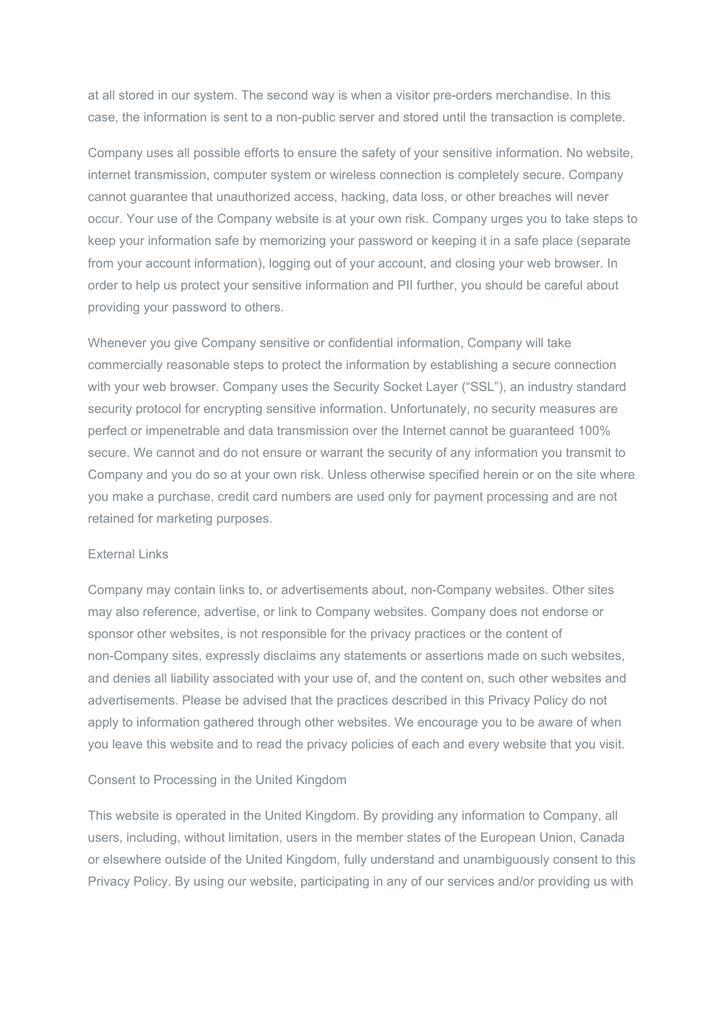at all stored in our system. The second way is when a visitor pre-orders merchandise. In this case, the information is sent to a non-public server and stored until the transaction is complete.

Company uses all possible efforts to ensure the safety of your sensitive information. No website, internet transmission, computer system or wireless connection is completely secure. Company cannot guarantee that unauthorized access, hacking, data loss, or other breaches will never occur. Your use of the Company website is at your own risk. Company urges you to take steps to keep your information safe by memorizing your password or keeping it in a safe place (separate from your account information), logging out of your account, and closing your web browser. In order to help us protect your sensitive information and PII further, you should be careful about providing your password to others.

Whenever you give Company sensitive or confidential information, Company will take commercially reasonable steps to protect the information by establishing a secure connection with your web browser. Company uses the Security Socket Layer ("SSL"), an industry standard security protocol for encrypting sensitive information. Unfortunately, no security measures are perfect or impenetrable and data transmission over the Internet cannot be guaranteed 100% secure. We cannot and do not ensure or warrant the security of any information you transmit to Company and you do so at your own risk. Unless otherwise specified herein or on the site where you make a purchase, credit card numbers are used only for payment processing and are not retained for marketing purposes.

## External Links

Company may contain links to, or advertisements about, non-Company websites. Other sites may also reference, advertise, or link to Company websites. Company does not endorse or sponsor other websites, is not responsible for the privacy practices or the content of non-Company sites, expressly disclaims any statements or assertions made on such websites, and denies all liability associated with your use of, and the content on, such other websites and advertisements. Please be advised that the practices described in this Privacy Policy do not apply to information gathered through other websites. We encourage you to be aware of when you leave this website and to read the privacy policies of each and every website that you visit.

## Consent to Processing in the United Kingdom

This website is operated in the United Kingdom. By providing any information to Company, all users, including, without limitation, users in the member states of the European Union, Canada or elsewhere outside of the United Kingdom, fully understand and unambiguously consent to this Privacy Policy. By using our website, participating in any of our services and/or providing us with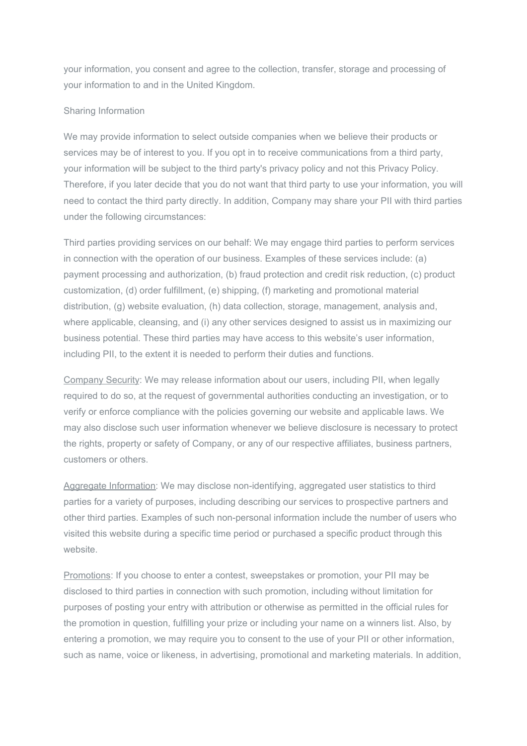your information, you consent and agree to the collection, transfer, storage and processing of your information to and in the United Kingdom.

## Sharing Information

We may provide information to select outside companies when we believe their products or services may be of interest to you. If you opt in to receive communications from a third party, your information will be subject to the third party's privacy policy and not this Privacy Policy. Therefore, if you later decide that you do not want that third party to use your information, you will need to contact the third party directly. In addition, Company may share your PII with third parties under the following circumstances:

Third parties providing services on our behalf: We may engage third parties to perform services in connection with the operation of our business. Examples of these services include: (a) payment processing and authorization, (b) fraud protection and credit risk reduction, (c) product customization, (d) order fulfillment, (e) shipping, (f) marketing and promotional material distribution, (g) website evaluation, (h) data collection, storage, management, analysis and, where applicable, cleansing, and (i) any other services designed to assist us in maximizing our business potential. These third parties may have access to this website's user information, including PII, to the extent it is needed to perform their duties and functions.

Company Security: We may release information about our users, including PII, when legally required to do so, at the request of governmental authorities conducting an investigation, or to verify or enforce compliance with the policies governing our website and applicable laws. We may also disclose such user information whenever we believe disclosure is necessary to protect the rights, property or safety of Company, or any of our respective affiliates, business partners, customers or others.

Aggregate Information: We may disclose non-identifying, aggregated user statistics to third parties for a variety of purposes, including describing our services to prospective partners and other third parties. Examples of such non-personal information include the number of users who visited this website during a specific time period or purchased a specific product through this website.

Promotions: If you choose to enter a contest, sweepstakes or promotion, your PII may be disclosed to third parties in connection with such promotion, including without limitation for purposes of posting your entry with attribution or otherwise as permitted in the official rules for the promotion in question, fulfilling your prize or including your name on a winners list. Also, by entering a promotion, we may require you to consent to the use of your PII or other information, such as name, voice or likeness, in advertising, promotional and marketing materials. In addition,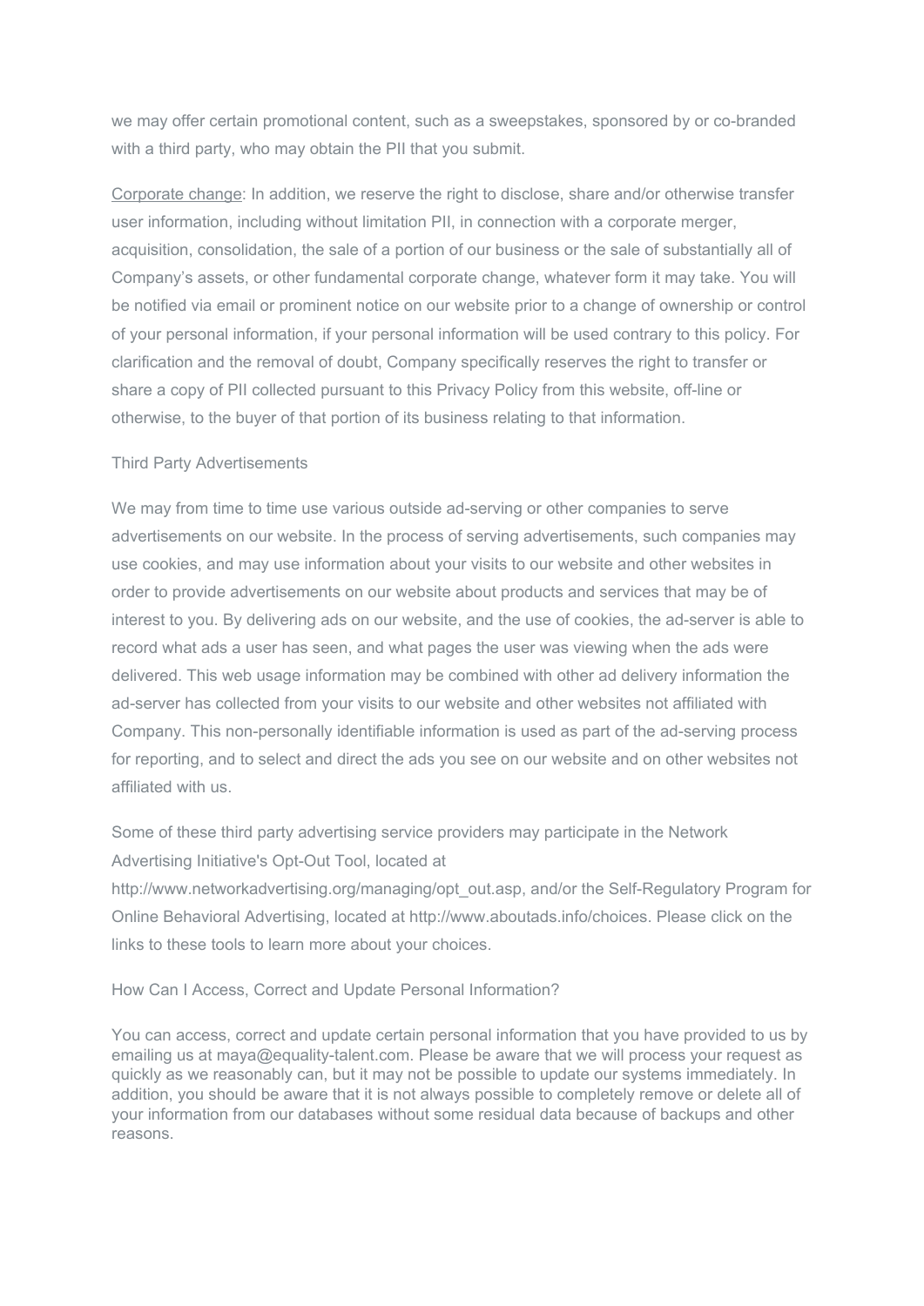we may offer certain promotional content, such as a sweepstakes, sponsored by or co-branded with a third party, who may obtain the PII that you submit.

Corporate change: In addition, we reserve the right to disclose, share and/or otherwise transfer user information, including without limitation PII, in connection with a corporate merger, acquisition, consolidation, the sale of a portion of our business or the sale of substantially all of Company's assets, or other fundamental corporate change, whatever form it may take. You will be notified via email or prominent notice on our website prior to a change of ownership or control of your personal information, if your personal information will be used contrary to this policy. For clarification and the removal of doubt, Company specifically reserves the right to transfer or share a copy of PII collected pursuant to this Privacy Policy from this website, off-line or otherwise, to the buyer of that portion of its business relating to that information.

## Third Party Advertisements

We may from time to time use various outside ad-serving or other companies to serve advertisements on our website. In the process of serving advertisements, such companies may use cookies, and may use information about your visits to our website and other websites in order to provide advertisements on our website about products and services that may be of interest to you. By delivering ads on our website, and the use of cookies, the ad-server is able to record what ads a user has seen, and what pages the user was viewing when the ads were delivered. This web usage information may be combined with other ad delivery information the ad-server has collected from your visits to our website and other websites not affiliated with Company. This non-personally identifiable information is used as part of the ad-serving process for reporting, and to select and direct the ads you see on our website and on other websites not affiliated with us.

Some of these third party advertising service providers may participate in the Network Advertising Initiative's Opt-Out Tool, located at http://www.networkadvertising.org/managing/opt_out.asp, and/or the Self-Regulatory Program for Online Behavioral Advertising, located at http://www.aboutads.info/choices. Please click on the links to these tools to learn more about your choices.

## How Can I Access, Correct and Update Personal Information?

You can access, correct and update certain personal information that you have provided to us by emailing us at maya@equality-talent.com. Please be aware that we will process your request as quickly as we reasonably can, but it may not be possible to update our systems immediately. In addition, you should be aware that it is not always possible to completely remove or delete all of your information from our databases without some residual data because of backups and other reasons.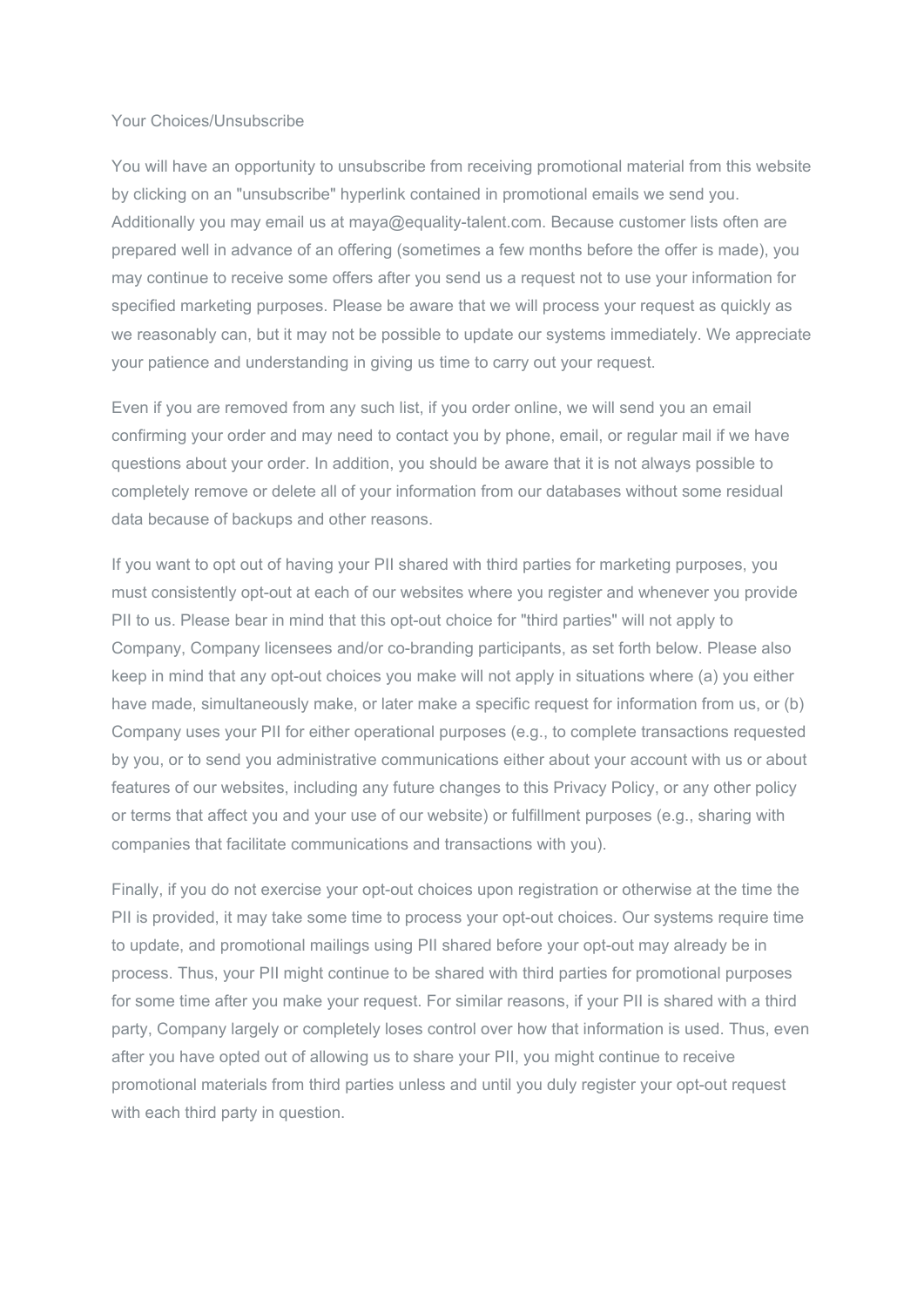## Your Choices/Unsubscribe

You will have an opportunity to unsubscribe from receiving promotional material from this website by clicking on an "unsubscribe" hyperlink contained in promotional emails we send you. Additionally you may email us at maya@equality-talent.com. Because customer lists often are prepared well in advance of an offering (sometimes a few months before the offer is made), you may continue to receive some offers after you send us a request not to use your information for specified marketing purposes. Please be aware that we will process your request as quickly as we reasonably can, but it may not be possible to update our systems immediately. We appreciate your patience and understanding in giving us time to carry out your request.

Even if you are removed from any such list, if you order online, we will send you an email confirming your order and may need to contact you by phone, email, or regular mail if we have questions about your order. In addition, you should be aware that it is not always possible to completely remove or delete all of your information from our databases without some residual data because of backups and other reasons.

If you want to opt out of having your PII shared with third parties for marketing purposes, you must consistently opt-out at each of our websites where you register and whenever you provide PII to us. Please bear in mind that this opt-out choice for "third parties" will not apply to Company, Company licensees and/or co-branding participants, as set forth below. Please also keep in mind that any opt-out choices you make will not apply in situations where (a) you either have made, simultaneously make, or later make a specific request for information from us, or (b) Company uses your PII for either operational purposes (e.g., to complete transactions requested by you, or to send you administrative communications either about your account with us or about features of our websites, including any future changes to this Privacy Policy, or any other policy or terms that affect you and your use of our website) or fulfillment purposes (e.g., sharing with companies that facilitate communications and transactions with you).

Finally, if you do not exercise your opt-out choices upon registration or otherwise at the time the PII is provided, it may take some time to process your opt-out choices. Our systems require time to update, and promotional mailings using PII shared before your opt-out may already be in process. Thus, your PII might continue to be shared with third parties for promotional purposes for some time after you make your request. For similar reasons, if your PII is shared with a third party, Company largely or completely loses control over how that information is used. Thus, even after you have opted out of allowing us to share your PII, you might continue to receive promotional materials from third parties unless and until you duly register your opt-out request with each third party in question.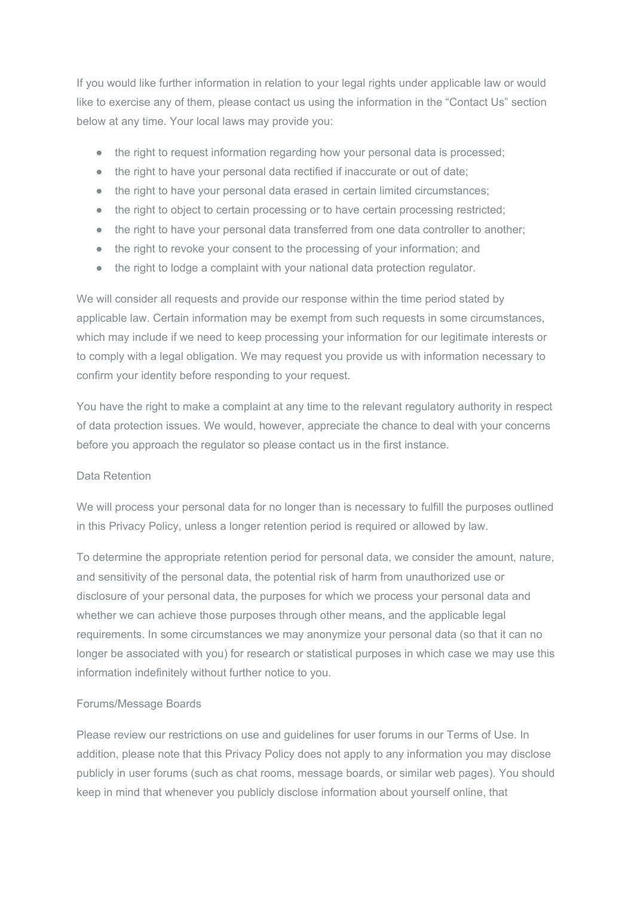If you would like further information in relation to your legal rights under applicable law or would like to exercise any of them, please contact us using the information in the "Contact Us" section below at any time. Your local laws may provide you:

- the right to request information regarding how your personal data is processed;
- the right to have your personal data rectified if inaccurate or out of date;
- the right to have your personal data erased in certain limited circumstances;
- the right to object to certain processing or to have certain processing restricted;
- the right to have your personal data transferred from one data controller to another;
- the right to revoke your consent to the processing of your information; and
- the right to lodge a complaint with your national data protection regulator.

We will consider all requests and provide our response within the time period stated by applicable law. Certain information may be exempt from such requests in some circumstances, which may include if we need to keep processing your information for our legitimate interests or to comply with a legal obligation. We may request you provide us with information necessary to confirm your identity before responding to your request.

You have the right to make a complaint at any time to the relevant regulatory authority in respect of data protection issues. We would, however, appreciate the chance to deal with your concerns before you approach the regulator so please contact us in the first instance.

## Data Retention

We will process your personal data for no longer than is necessary to fulfill the purposes outlined in this Privacy Policy, unless a longer retention period is required or allowed by law.

To determine the appropriate retention period for personal data, we consider the amount, nature, and sensitivity of the personal data, the potential risk of harm from unauthorized use or disclosure of your personal data, the purposes for which we process your personal data and whether we can achieve those purposes through other means, and the applicable legal requirements. In some circumstances we may anonymize your personal data (so that it can no longer be associated with you) for research or statistical purposes in which case we may use this information indefinitely without further notice to you.

## Forums/Message Boards

Please review our restrictions on use and guidelines for user forums in our Terms of Use. In addition, please note that this Privacy Policy does not apply to any information you may disclose publicly in user forums (such as chat rooms, message boards, or similar web pages). You should keep in mind that whenever you publicly disclose information about yourself online, that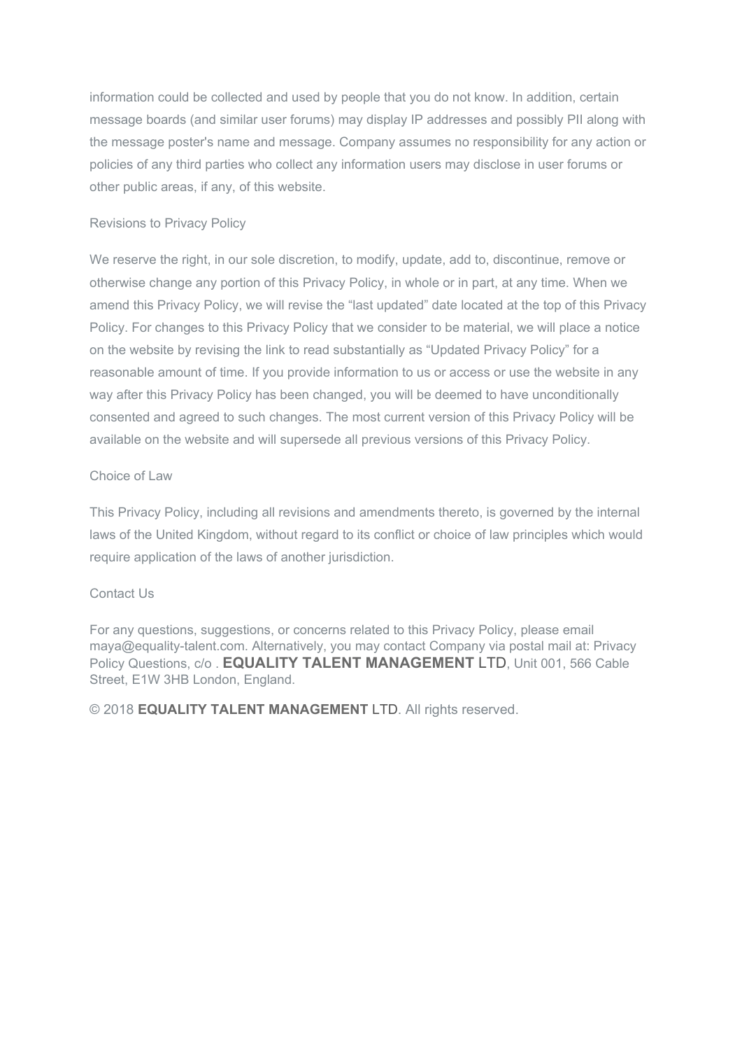information could be collected and used by people that you do not know. In addition, certain message boards (and similar user forums) may display IP addresses and possibly PII along with the message poster's name and message. Company assumes no responsibility for any action or policies of any third parties who collect any information users may disclose in user forums or other public areas, if any, of this website.

## Revisions to Privacy Policy

We reserve the right, in our sole discretion, to modify, update, add to, discontinue, remove or otherwise change any portion of this Privacy Policy, in whole or in part, at any time. When we amend this Privacy Policy, we will revise the "last updated" date located at the top of this Privacy Policy. For changes to this Privacy Policy that we consider to be material, we will place a notice on the website by revising the link to read substantially as "Updated Privacy Policy" for a reasonable amount of time. If you provide information to us or access or use the website in any way after this Privacy Policy has been changed, you will be deemed to have unconditionally consented and agreed to such changes. The most current version of this Privacy Policy will be available on the website and will supersede all previous versions of this Privacy Policy.

## Choice of Law

This Privacy Policy, including all revisions and amendments thereto, is governed by the internal laws of the United Kingdom, without regard to its conflict or choice of law principles which would require application of the laws of another jurisdiction.

## Contact Us

For any questions, suggestions, or concerns related to this Privacy Policy, please email maya@equality-talent.com. Alternatively, you may contact Company via postal mail at: Privacy Policy Questions, c/o . **EQUALITY TALENT MANAGEMENT** LTD, Unit 001, 566 Cable Street, E1W 3HB London, England.

© 2018 **EQUALITY TALENT MANAGEMENT** LTD. All rights reserved.